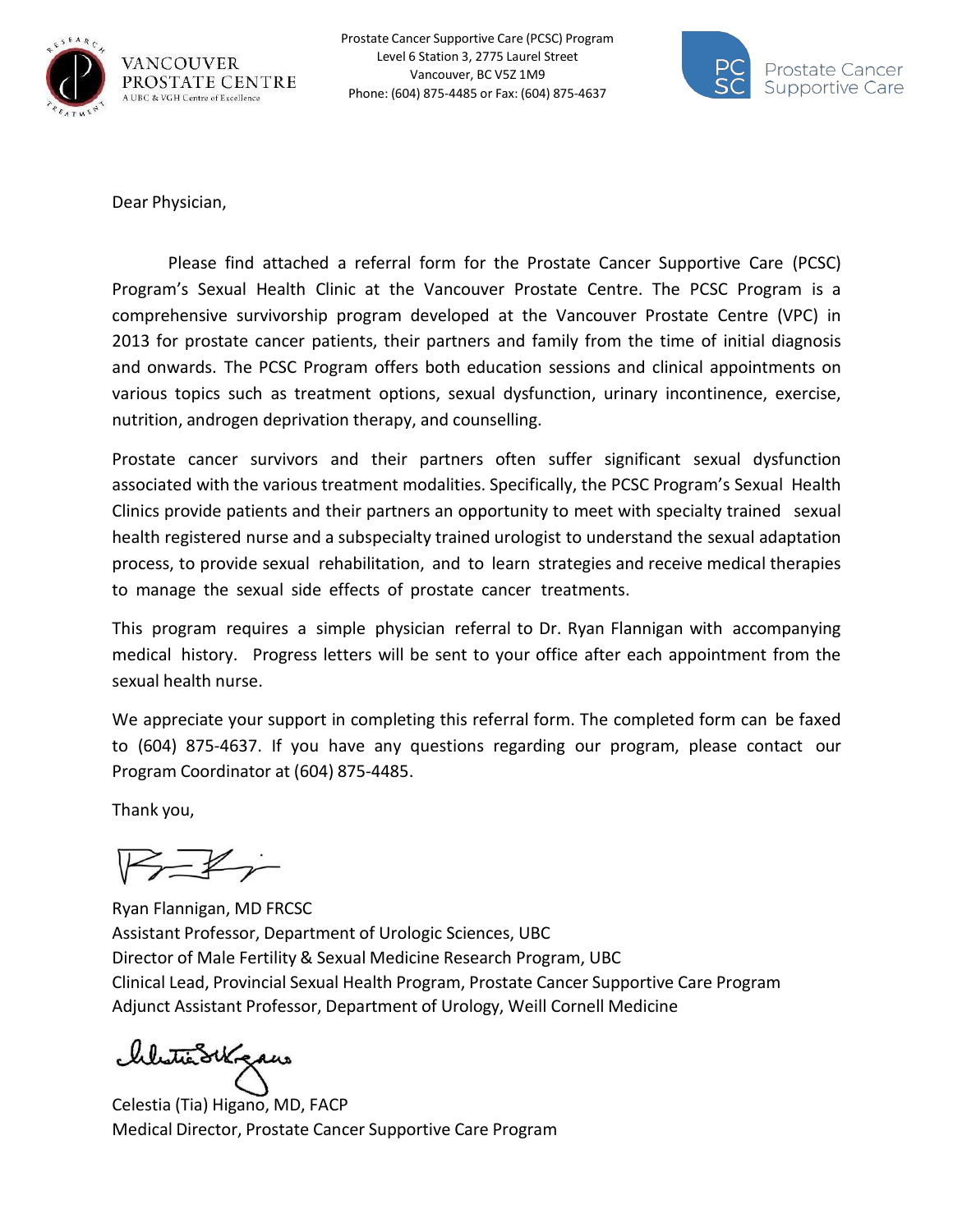VANCOUVER PROSTATE CENTRE
A UBC & VGH Centre of Excellence

Prostate Cancer Supportive Care (PCSC) Program
Level 6 Station 3, 2775 Laurel Street
Vancouver, BC V5Z 1M9
Phone: (604) 875-4485 or Fax: (604) 875-4637

PCSC Prostate Cancer Supportive Care

Dear Physician,

Please find attached a referral form for the Prostate Cancer Supportive Care (PCSC) Program's Sexual Health Clinic at the Vancouver Prostate Centre. The PCSC Program is a comprehensive survivorship program developed at the Vancouver Prostate Centre (VPC) in 2013 for prostate cancer patients, their partners and family from the time of initial diagnosis and onwards. The PCSC Program offers both education sessions and clinical appointments on various topics such as treatment options, sexual dysfunction, urinary incontinence, exercise, nutrition, androgen deprivation therapy, and counselling.

Prostate cancer survivors and their partners often suffer significant sexual dysfunction associated with the various treatment modalities. Specifically, the PCSC Program's Sexual Health Clinics provide patients and their partners an opportunity to meet with specialty trained sexual health registered nurse and a subspecialty trained urologist to understand the sexual adaptation process, to provide sexual rehabilitation, and to learn strategies and receive medical therapies to manage the sexual side effects of prostate cancer treatments.

This program requires a simple physician referral to Dr. Ryan Flannigan with accompanying medical history. Progress letters will be sent to your office after each appointment from the sexual health nurse.

We appreciate your support in completing this referral form. The completed form can be faxed to (604) 875-4637. If you have any questions regarding our program, please contact our Program Coordinator at (604) 875-4485.

Thank you,

Ryan Flannigan, MD FRCSC
Assistant Professor, Department of Urologic Sciences, UBC
Director of Male Fertility & Sexual Medicine Research Program, UBC
Clinical Lead, Provincial Sexual Health Program, Prostate Cancer Supportive Care Program
Adjunct Assistant Professor, Department of Urology, Weill Cornell Medicine

Celestia (Tia) Higano, MD, FACP
Medical Director, Prostate Cancer Supportive Care Program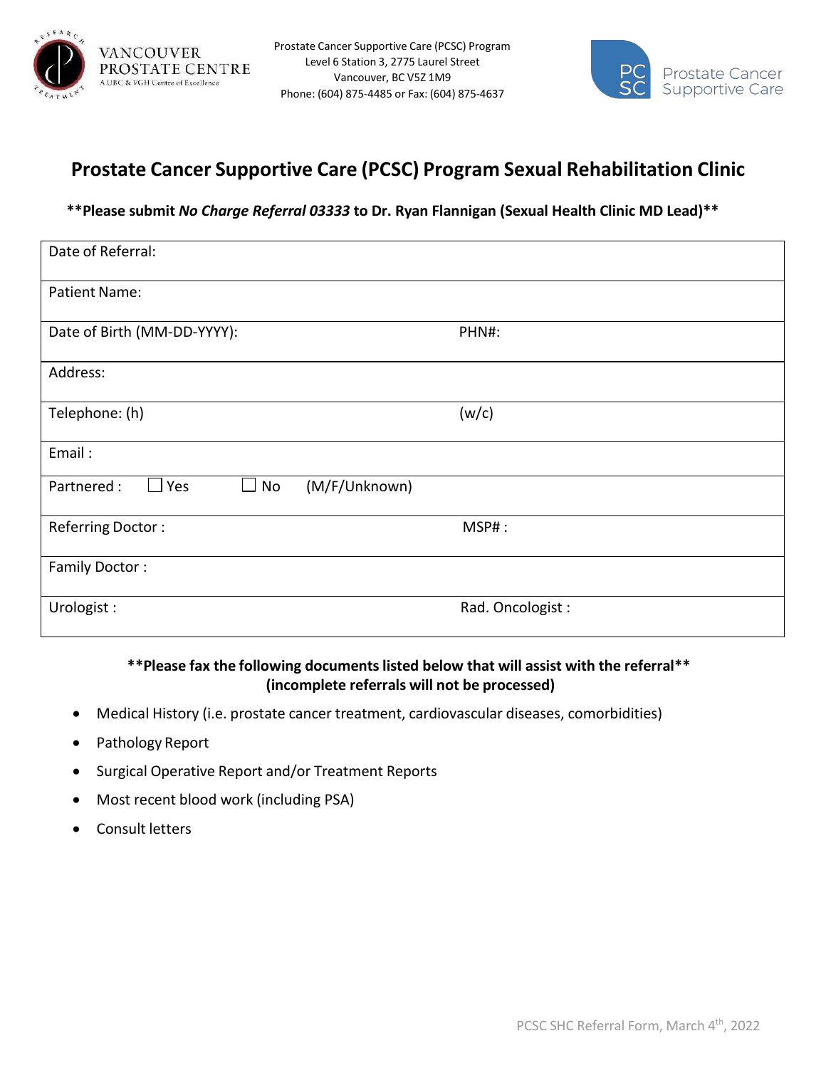VANCOUVER PROSTATE CENTRE
A UBC & VGH Centre of Excellence

Prostate Cancer Supportive Care (PCSC) Program
Level 6 Station 3, 2775 Laurel Street
Vancouver, BC V5Z 1M9
Phone: (604) 875-4485 or Fax: (604) 875-4637

PCSC Prostate Cancer Supportive Care

# Prostate Cancer Supportive Care (PCSC) Program Sexual Rehabilitation Clinic

**\*\*Please submit *No Charge Referral 03333* to Dr. Ryan Flannigan (Sexual Health Clinic MD Lead)\*\***

| | |
|---|---|
| Date of Referral: | |
| Patient Name: | |
| Date of Birth (MM-DD-YYYY): | PHN#: |
| Address: | |
| Telephone: (h) | (w/c) |
| Email : | |
| Partnered : ☐ Yes ☐ No (M/F/Unknown) | |
| Referring Doctor : | MSP# : |
| Family Doctor : | |
| Urologist : | Rad. Oncologist : |

**\*\*Please fax the following documents listed below that will assist with the referral\*\***
**(incomplete referrals will not be processed)**

- Medical History (i.e. prostate cancer treatment, cardiovascular diseases, comorbidities)
- Pathology Report
- Surgical Operative Report and/or Treatment Reports
- Most recent blood work (including PSA)
- Consult letters

PCSC SHC Referral Form, March 4th, 2022